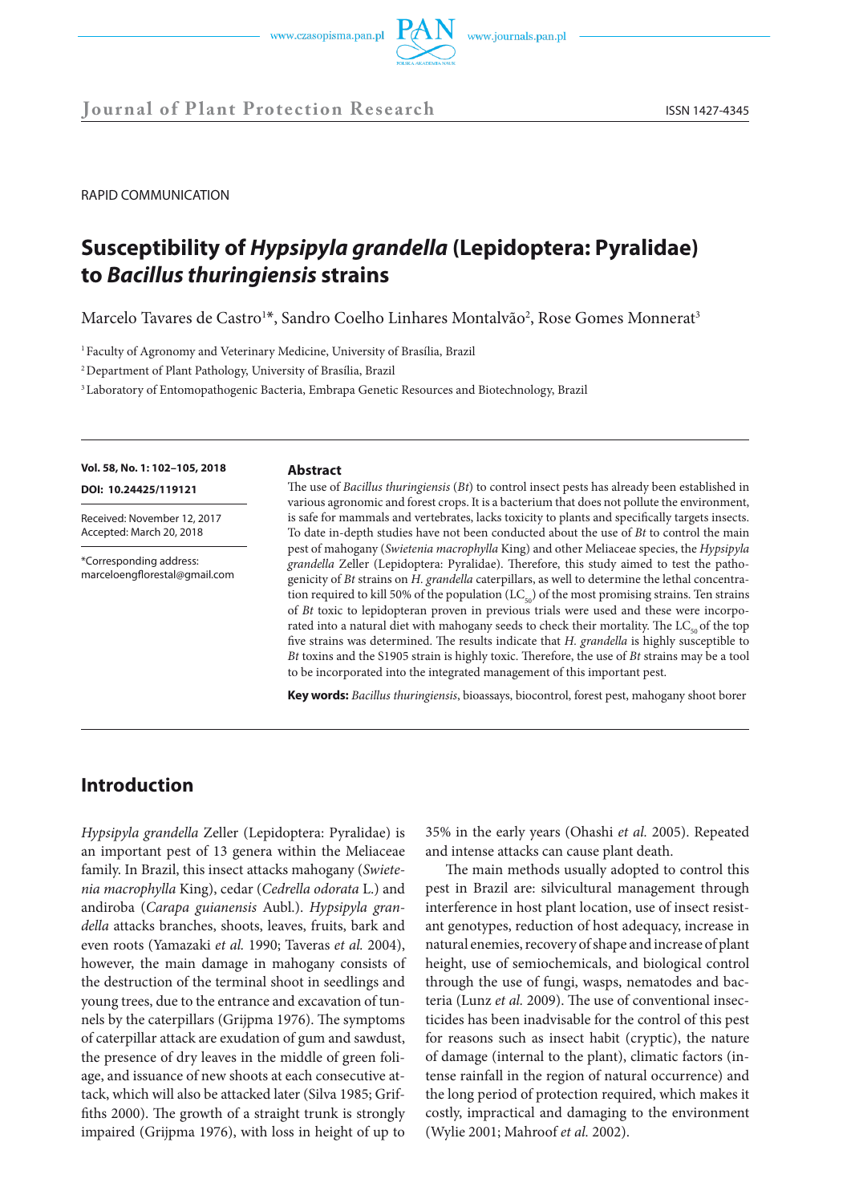RAPID COMMUNICATION

# Susceptibility of *Hypsipyla grandella* (Lepidoptera: Pyralidae) to *Bacillus thuringiensis* strains

Marcelo Tavares de Castro[1]*, Sandro Coelho Linhares Montalvão[2], Rose Gomes Monnerat[3]

[1] Faculty of Agronomy and Veterinary Medicine, University of Brasília, Brazil

[2] Department of Plant Pathology, University of Brasília, Brazil

[3] Laboratory of Entomopathogenic Bacteria, Embrapa Genetic Resources and Biotechnology, Brazil

**Vol. 58, No. 1: 102–105, 2018**

**DOI: 10.24425/119121**

Received: November 12, 2017
Accepted: March 20, 2018

*Corresponding address:
marceloengflorestal@gmail.com

## Abstract

The use of *Bacillus thuringiensis* (*Bt*) to control insect pests has already been established in various agronomic and forest crops. It is a bacterium that does not pollute the environment, is safe for mammals and vertebrates, lacks toxicity to plants and specifically targets insects. To date in-depth studies have not been conducted about the use of *Bt* to control the main pest of mahogany (*Swietenia macrophylla* King) and other Meliaceae species, the *Hypsipyla grandella* Zeller (Lepidoptera: Pyralidae). Therefore, this study aimed to test the pathogenicity of *Bt* strains on *H. grandella* caterpillars, as well to determine the lethal concentration required to kill 50% of the population ($LC_{50}$) of the most promising strains. Ten strains of *Bt* toxic to lepidopteran proven in previous trials were used and these were incorporated into a natural diet with mahogany seeds to check their mortality. The $LC_{50}$ of the top five strains was determined. The results indicate that *H. grandella* is highly susceptible to *Bt* toxins and the S1905 strain is highly toxic. Therefore, the use of *Bt* strains may be a tool to be incorporated into the integrated management of this important pest.

**Key words:** *Bacillus thuringiensis*, bioassays, biocontrol, forest pest, mahogany shoot borer

## Introduction

*Hypsipyla grandella* Zeller (Lepidoptera: Pyralidae) is an important pest of 13 genera within the Meliaceae family. In Brazil, this insect attacks mahogany (*Swietenia macrophylla* King), cedar (*Cedrella odorata* L.) and andiroba (*Carapa guianensis* Aubl.). *Hypsipyla grandella* attacks branches, shoots, leaves, fruits, bark and even roots (Yamazaki *et al.* 1990; Taveras *et al.* 2004), however, the main damage in mahogany consists of the destruction of the terminal shoot in seedlings and young trees, due to the entrance and excavation of tunnels by the caterpillars (Grijpma 1976). The symptoms of caterpillar attack are exudation of gum and sawdust, the presence of dry leaves in the middle of green foliage, and issuance of new shoots at each consecutive attack, which will also be attacked later (Silva 1985; Griffiths 2000). The growth of a straight trunk is strongly impaired (Grijpma 1976), with loss in height of up to 35% in the early years (Ohashi *et al.* 2005). Repeated and intense attacks can cause plant death.

The main methods usually adopted to control this pest in Brazil are: silvicultural management through interference in host plant location, use of insect resistant genotypes, reduction of host adequacy, increase in natural enemies, recovery of shape and increase of plant height, use of semiochemicals, and biological control through the use of fungi, wasps, nematodes and bacteria (Lunz *et al.* 2009). The use of conventional insecticides has been inadvisable for the control of this pest for reasons such as insect habit (cryptic), the nature of damage (internal to the plant), climatic factors (intense rainfall in the region of natural occurrence) and the long period of protection required, which makes it costly, impractical and damaging to the environment (Wylie 2001; Mahroof *et al.* 2002).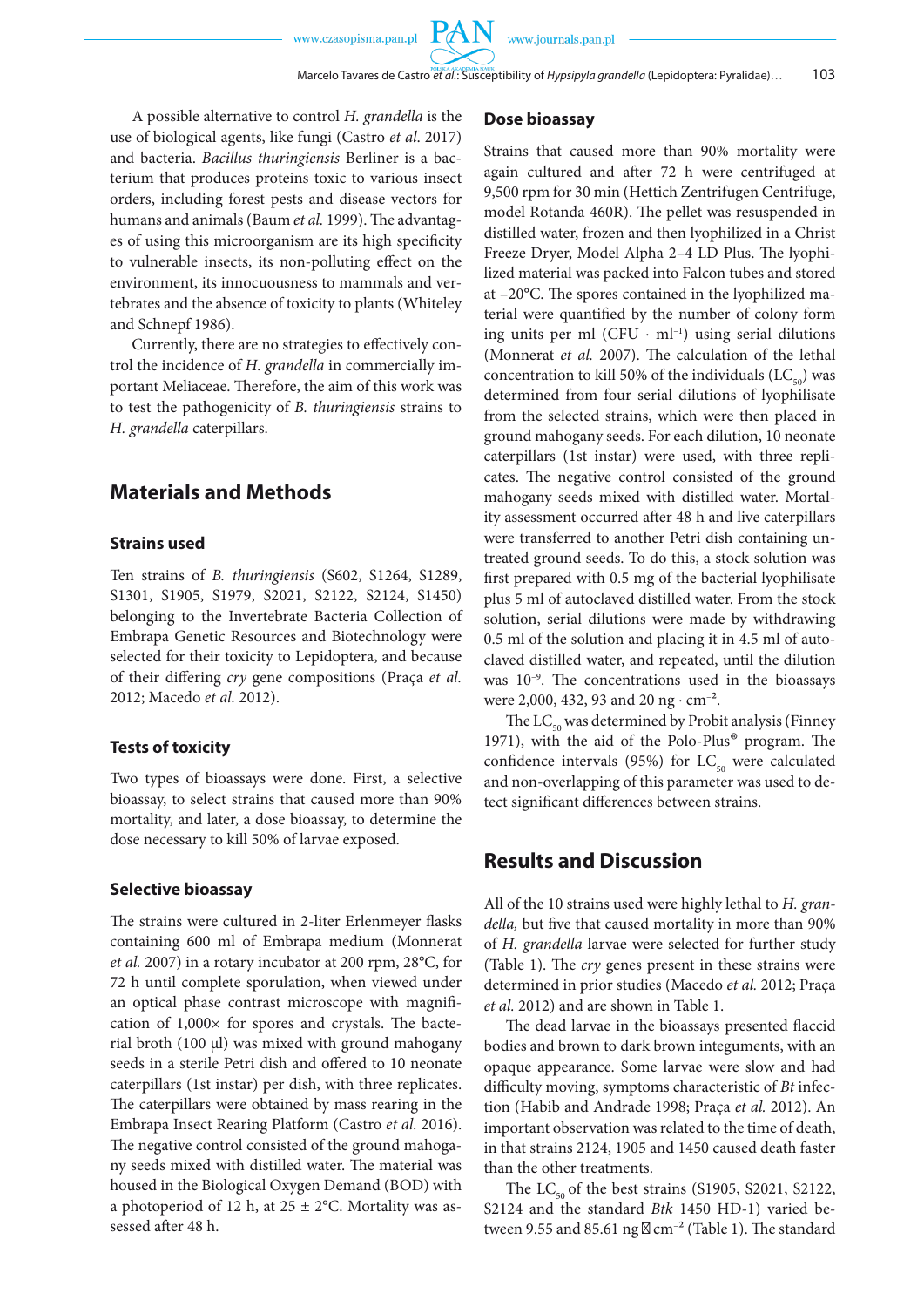A possible alternative to control *H. grandella* is the use of biological agents, like fungi (Castro *et al.* 2017) and bacteria. *Bacillus thuringiensis* Berliner is a bacterium that produces proteins toxic to various insect orders, including forest pests and disease vectors for humans and animals (Baum *et al.* 1999). The advantages of using this microorganism are its high specificity to vulnerable insects, its non-polluting effect on the environment, its innocuousness to mammals and vertebrates and the absence of toxicity to plants (Whiteley and Schnepf 1986).

Currently, there are no strategies to effectively control the incidence of *H. grandella* in commercially important Meliaceae. Therefore, the aim of this work was to test the pathogenicity of *B. thuringiensis* strains to *H. grandella* caterpillars.

## Materials and Methods

### Strains used

Ten strains of *B. thuringiensis* (S602, S1264, S1289, S1301, S1905, S1979, S2021, S2122, S2124, S1450) belonging to the Invertebrate Bacteria Collection of Embrapa Genetic Resources and Biotechnology were selected for their toxicity to Lepidoptera, and because of their differing *cry* gene compositions (Praça *et al.* 2012; Macedo *et al.* 2012).

### Tests of toxicity

Two types of bioassays were done. First, a selective bioassay, to select strains that caused more than 90% mortality, and later, a dose bioassay, to determine the dose necessary to kill 50% of larvae exposed.

### Selective bioassay

The strains were cultured in 2-liter Erlenmeyer flasks containing 600 ml of Embrapa medium (Monnerat *et al.* 2007) in a rotary incubator at 200 rpm, 28°C, for 72 h until complete sporulation, when viewed under an optical phase contrast microscope with magnification of 1,000× for spores and crystals. The bacterial broth (100 μl) was mixed with ground mahogany seeds in a sterile Petri dish and offered to 10 neonate caterpillars (1st instar) per dish, with three replicates. The caterpillars were obtained by mass rearing in the Embrapa Insect Rearing Platform (Castro *et al.* 2016). The negative control consisted of the ground mahogany seeds mixed with distilled water. The material was housed in the Biological Oxygen Demand (BOD) with a photoperiod of 12 h, at 25 ± 2°C. Mortality was assessed after 48 h.

### Dose bioassay

Strains that caused more than 90% mortality were again cultured and after 72 h were centrifuged at 9,500 rpm for 30 min (Hettich Zentrifugen Centrifuge, model Rotanda 460R). The pellet was resuspended in distilled water, frozen and then lyophilized in a Christ Freeze Dryer, Model Alpha 2–4 LD Plus. The lyophilized material was packed into Falcon tubes and stored at –20°C. The spores contained in the lyophilized material were quantified by the number of colony form ing units per ml (CFU · $ml^{-1}$) using serial dilutions (Monnerat *et al.* 2007). The calculation of the lethal concentration to kill 50% of the individuals ($LC_{50}$) was determined from four serial dilutions of lyophilisate from the selected strains, which were then placed in ground mahogany seeds. For each dilution, 10 neonate caterpillars (1st instar) were used, with three replicates. The negative control consisted of the ground mahogany seeds mixed with distilled water. Mortality assessment occurred after 48 h and live caterpillars were transferred to another Petri dish containing untreated ground seeds. To do this, a stock solution was first prepared with 0.5 mg of the bacterial lyophilisate plus 5 ml of autoclaved distilled water. From the stock solution, serial dilutions were made by withdrawing 0.5 ml of the solution and placing it in 4.5 ml of autoclaved distilled water, and repeated, until the dilution was $10^{-9}$. The concentrations used in the bioassays were 2,000, 432, 93 and 20 ng · $cm^{-2}$.

The $LC_{50}$ was determined by Probit analysis (Finney 1971), with the aid of the Polo-Plus® program. The confidence intervals (95%) for $LC_{50}$ were calculated and non-overlapping of this parameter was used to detect significant differences between strains.

## Results and Discussion

All of the 10 strains used were highly lethal to *H. grandella,* but five that caused mortality in more than 90% of *H. grandella* larvae were selected for further study (Table 1). The *cry* genes present in these strains were determined in prior studies (Macedo *et al.* 2012; Praça *et al.* 2012) and are shown in Table 1.

The dead larvae in the bioassays presented flaccid bodies and brown to dark brown integuments, with an opaque appearance. Some larvae were slow and had difficulty moving, symptoms characteristic of *Bt* infection (Habib and Andrade 1998; Praça *et al.* 2012). An important observation was related to the time of death, in that strains 2124, 1905 and 1450 caused death faster than the other treatments.

The $LC_{50}$ of the best strains (S1905, S2021, S2122, S2124 and the standard *Btk* 1450 HD-1) varied between 9.55 and 85.61 ng · $cm^{-2}$ (Table 1). The standard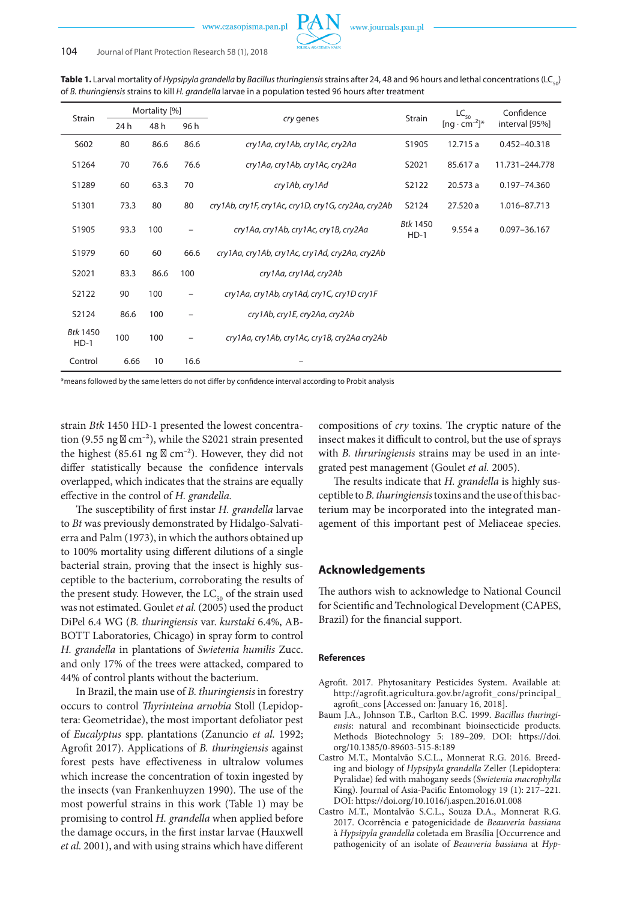**Table 1.** Larval mortality of *Hypsipyla grandella* by *Bacillus thuringiensis* strains after 24, 48 and 96 hours and lethal concentrations ($LC_{50}$) of *B. thuringiensis* strains to kill *H. grandella* larvae in a population tested 96 hours after treatment

| Strain | Mortality [%] | | | *cry* genes | Strain | $LC_{50}$ [ng · cm$^{-2}$]* | Confidence interval [95%] |
|---|---|---|---|---|---|---|---|
| | 24 h | 48 h | 96 h | | | | |
| S602 | 80 | 86.6 | 86.6 | *cry1Aa, cry1Ab, cry1Ac, cry2Aa* | S1905 | 12.715 a | 0.452–40.318 |
| S1264 | 70 | 76.6 | 76.6 | *cry1Aa, cry1Ab, cry1Ac, cry2Aa* | S2021 | 85.617 a | 11.731–244.778 |
| S1289 | 60 | 63.3 | 70 | *cry1Ab, cry1Ad* | S2122 | 20.573 a | 0.197–74.360 |
| S1301 | 73.3 | 80 | 80 | *cry1Ab, cry1F, cry1Ac, cry1D, cry1G, cry2Aa, cry2Ab* | S2124 | 27.520 a | 1.016–87.713 |
| S1905 | 93.3 | 100 | – | *cry1Aa, cry1Ab, cry1Ac, cry1B, cry2Aa* | *Btk* 1450 HD-1 | 9.554 a | 0.097–36.167 |
| S1979 | 60 | 60 | 66.6 | *cry1Aa, cry1Ab, cry1Ac, cry1Ad, cry2Aa, cry2Ab* | | | |
| S2021 | 83.3 | 86.6 | 100 | *cry1Aa, cry1Ad, cry2Ab* | | | |
| S2122 | 90 | 100 | – | *cry1Aa, cry1Ab, cry1Ad, cry1C, cry1D cry1F* | | | |
| S2124 | 86.6 | 100 | – | *cry1Ab, cry1E, cry2Aa, cry2Ab* | | | |
| *Btk* 1450 HD-1 | 100 | 100 | – | *cry1Aa, cry1Ab, cry1Ac, cry1B, cry2Aa cry2Ab* | | | |
| Control | 6.66 | 10 | 16.6 | – | | | |

*means followed by the same letters do not differ by confidence interval according to Probit analysis

strain *Btk* 1450 HD-1 presented the lowest concentration (9.55 ng · cm$^{-2}$), while the S2021 strain presented the highest (85.61 ng · cm$^{-2}$). However, they did not differ statistically because the confidence intervals overlapped, which indicates that the strains are equally effective in the control of *H. grandella.*

The susceptibility of first instar *H. grandella* larvae to *Bt* was previously demonstrated by Hidalgo-Salvatierra and Palm (1973), in which the authors obtained up to 100% mortality using different dilutions of a single bacterial strain, proving that the insect is highly susceptible to the bacterium, corroborating the results of the present study. However, the $LC_{50}$ of the strain used was not estimated. Goulet *et al.* (2005) used the product DiPel 6.4 WG (*B. thuringiensis* var. *kurstaki* 6.4%, ABBOTT Laboratories, Chicago) in spray form to control *H. grandella* in plantations of *Swietenia humilis* Zucc. and only 17% of the trees were attacked, compared to 44% of control plants without the bacterium.

In Brazil, the main use of *B. thuringiensis* in forestry occurs to control *Thyrinteina arnobia* Stoll (Lepidoptera: Geometridae), the most important defoliator pest of *Eucalyptus* spp. plantations (Zanuncio *et al.* 1992; Agrofit 2017). Applications of *B. thuringiensis* against forest pests have effectiveness in ultralow volumes which increase the concentration of toxin ingested by the insects (van Frankenhuyzen 1990). The use of the most powerful strains in this work (Table 1) may be promising to control *H. grandella* when applied before the damage occurs, in the first instar larvae (Hauxwell *et al.* 2001), and with using strains which have different compositions of *cry* toxins. The cryptic nature of the insect makes it difficult to control, but the use of sprays with *B. thruringiensis* strains may be used in an integrated pest management (Goulet *et al.* 2005).

The results indicate that *H. grandella* is highly susceptible to *B. thuringiensis* toxins and the use of this bacterium may be incorporated into the integrated management of this important pest of Meliaceae species.

## Acknowledgements

The authors wish to acknowledge to National Council for Scientific and Technological Development (CAPES, Brazil) for the financial support.

### References

Agrofit. 2017. Phytosanitary Pesticides System. Available at: http://agrofit.agricultura.gov.br/agrofit_cons/principal_agrofit_cons [Accessed on: January 16, 2018].

Baum J.A., Johnson T.B., Carlton B.C. 1999. *Bacillus thuringiensis*: natural and recombinant bioinsecticide products. Methods Biotechnology 5: 189–209. DOI: https://doi.org/10.1385/0-89603-515-8:189

Castro M.T., Montalvão S.C.L., Monnerat R.G. 2016. Breeding and biology of *Hypsipyla grandella* Zeller (Lepidoptera: Pyralidae) fed with mahogany seeds (*Swietenia macrophylla* King). Journal of Asia-Pacific Entomology 19 (1): 217–221. DOI: https://doi.org/10.1016/j.aspen.2016.01.008

Castro M.T., Montalvão S.C.L., Souza D.A., Monnerat R.G. 2017. Ocorrência e patogenicidade de *Beauveria bassiana* à *Hypsipyla grandella* coletada em Brasília [Occurrence and pathogenicity of an isolate of *Beauveria bassiana* at *Hyp-*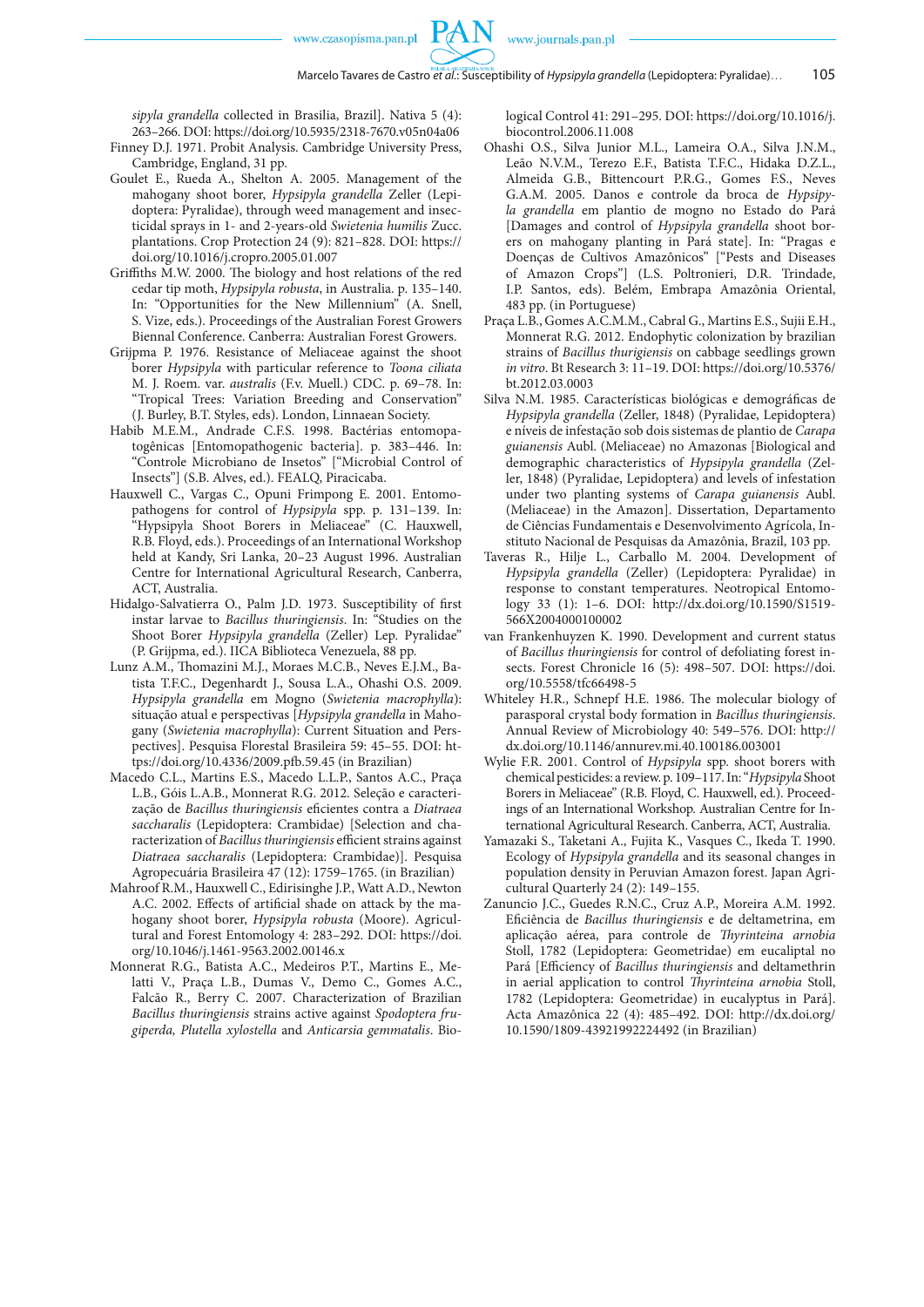*sipyla grandella* collected in Brasilia, Brazil]. Nativa 5 (4): 263–266. DOI: https://doi.org/10.5935/2318-7670.v05n04a06

Finney D.J. 1971. Probit Analysis. Cambridge University Press, Cambridge, England, 31 pp.

Goulet E., Rueda A., Shelton A. 2005. Management of the mahogany shoot borer, *Hypsipyla grandella* Zeller (Lepidoptera: Pyralidae), through weed management and insecticidal sprays in 1- and 2-years-old *Swietenia humilis* Zucc. plantations. Crop Protection 24 (9): 821–828. DOI: https://doi.org/10.1016/j.cropro.2005.01.007

Griffiths M.W. 2000. The biology and host relations of the red cedar tip moth, *Hypsipyla robusta*, in Australia. p. 135–140. In: "Opportunities for the New Millennium" (A. Snell, S. Vize, eds.). Proceedings of the Australian Forest Growers Biennal Conference. Canberra: Australian Forest Growers.

Grijpma P. 1976. Resistance of Meliaceae against the shoot borer *Hypsipyla* with particular reference to *Toona ciliata* M. J. Roem. var. *australis* (F.v. Muell.) CDC. p. 69–78. In: "Tropical Trees: Variation Breeding and Conservation" (J. Burley, B.T. Styles, eds). London, Linnaean Society.

Habib M.E.M., Andrade C.F.S. 1998. Bactérias entomopatogênicas [Entomopathogenic bacteria]. p. 383–446. In: "Controle Microbiano de Insetos" ["Microbial Control of Insects"] (S.B. Alves, ed.). FEALQ, Piracicaba.

Hauxwell C., Vargas C., Opuni Frimpong E. 2001. Entomopathogens for control of *Hypsipyla* spp. p. 131–139. In: "Hypsipyla Shoot Borers in Meliaceae" (C. Hauxwell, R.B. Floyd, eds.). Proceedings of an International Workshop held at Kandy, Sri Lanka, 20–23 August 1996. Australian Centre for International Agricultural Research, Canberra, ACT, Australia.

Hidalgo-Salvatierra O., Palm J.D. 1973. Susceptibility of first instar larvae to *Bacillus thuringiensis*. In: "Studies on the Shoot Borer *Hypsipyla grandella* (Zeller) Lep. Pyralidae" (P. Grijpma, ed.). IICA Biblioteca Venezuela, 88 pp.

Lunz A.M., Thomazini M.J., Moraes M.C.B., Neves E.J.M., Batista T.F.C., Degenhardt J., Sousa L.A., Ohashi O.S. 2009. *Hypsipyla grandella* em Mogno (*Swietenia macrophylla*): situação atual e perspectivas [*Hypsipyla grandella* in Mahogany (*Swietenia macrophylla*): Current Situation and Perspectives]. Pesquisa Florestal Brasileira 59: 45–55. DOI: https://doi.org/10.4336/2009.pfb.59.45 (in Brazilian)

Macedo C.L., Martins E.S., Macedo L.L.P., Santos A.C., Praça L.B., Góis L.A.B., Monnerat R.G. 2012. Seleção e caracterização de *Bacillus thuringiensis* eficientes contra a *Diatraea saccharalis* (Lepidoptera: Crambidae) [Selection and characterization of *Bacillus thuringiensis* efficient strains against *Diatraea saccharalis* (Lepidoptera: Crambidae)]. Pesquisa Agropecuária Brasileira 47 (12): 1759–1765. (in Brazilian)

Mahroof R.M., Hauxwell C., Edirisinghe J.P., Watt A.D., Newton A.C. 2002. Effects of artificial shade on attack by the mahogany shoot borer, *Hypsipyla robusta* (Moore). Agricultural and Forest Entomology 4: 283–292. DOI: https://doi.org/10.1046/j.1461-9563.2002.00146.x

Monnerat R.G., Batista A.C., Medeiros P.T., Martins E., Melatti V., Praça L.B., Dumas V., Demo C., Gomes A.C., Falcão R., Berry C. 2007. Characterization of Brazilian *Bacillus thuringiensis* strains active against *Spodoptera frugiperda, Plutella xylostella* and *Anticarsia gemmatalis*. Biological Control 41: 291–295. DOI: https://doi.org/10.1016/j.biocontrol.2006.11.008

Ohashi O.S., Silva Junior M.L., Lameira O.A., Silva J.N.M., Leão N.V.M., Terezo E.F., Batista T.F.C., Hidaka D.Z.L., Almeida G.B., Bittencourt P.R.G., Gomes F.S., Neves G.A.M. 2005. Danos e controle da broca de *Hypsipyla grandella* em plantio de mogno no Estado do Pará [Damages and control of *Hypsipyla grandella* shoot borers on mahogany planting in Pará state]. In: "Pragas e Doenças de Cultivos Amazônicos" ["Pests and Diseases of Amazon Crops"] (L.S. Poltronieri, D.R. Trindade, I.P. Santos, eds). Belém, Embrapa Amazônia Oriental, 483 pp. (in Portuguese)

Praça L.B., Gomes A.C.M.M., Cabral G., Martins E.S., Sujii E.H., Monnerat R.G. 2012. Endophytic colonization by brazilian strains of *Bacillus thurigiensis* on cabbage seedlings grown *in vitro*. Bt Research 3: 11–19. DOI: https://doi.org/10.5376/bt.2012.03.0003

Silva N.M. 1985. Características biológicas e demográficas de *Hypsipyla grandella* (Zeller, 1848) (Pyralidae, Lepidoptera) e níveis de infestação sob dois sistemas de plantio de *Carapa guianensis* Aubl. (Meliaceae) no Amazonas [Biological and demographic characteristics of *Hypsipyla grandella* (Zeller, 1848) (Pyralidae, Lepidoptera) and levels of infestation under two planting systems of *Carapa guianensis* Aubl. (Meliaceae) in the Amazon]. Dissertation, Departamento de Ciências Fundamentais e Desenvolvimento Agrícola, Instituto Nacional de Pesquisas da Amazônia, Brazil, 103 pp.

Taveras R., Hilje L., Carballo M. 2004. Development of *Hypsipyla grandella* (Zeller) (Lepidoptera: Pyralidae) in response to constant temperatures. Neotropical Entomology 33 (1): 1–6. DOI: http://dx.doi.org/10.1590/S1519-566X2004000100002

van Frankenhuyzen K. 1990. Development and current status of *Bacillus thuringiensis* for control of defoliating forest insects. Forest Chronicle 16 (5): 498–507. DOI: https://doi.org/10.5558/tfc66498-5

Whiteley H.R., Schnepf H.E. 1986. The molecular biology of parasporal crystal body formation in *Bacillus thuringiensis*. Annual Review of Microbiology 40: 549–576. DOI: http://dx.doi.org/10.1146/annurev.mi.40.100186.003001

Wylie F.R. 2001. Control of *Hypsipyla* spp. shoot borers with chemical pesticides: a review. p. 109–117. In: "*Hypsipyla* Shoot Borers in Meliaceae" (R.B. Floyd, C. Hauxwell, ed.). Proceedings of an International Workshop. Australian Centre for International Agricultural Research. Canberra, ACT, Australia.

Yamazaki S., Taketani A., Fujita K., Vasques C., Ikeda T. 1990. Ecology of *Hypsipyla grandella* and its seasonal changes in population density in Peruvian Amazon forest. Japan Agricultural Quarterly 24 (2): 149–155.

Zanuncio J.C., Guedes R.N.C., Cruz A.P., Moreira A.M. 1992. Eficiência de *Bacillus thuringiensis* e de deltametrina, em aplicação aérea, para controle de *Thyrinteina arnobia* Stoll, 1782 (Lepidoptera: Geometridae) em eucaliptal no Pará [Efficiency of *Bacillus thuringiensis* and deltamethrin in aerial application to control *Thyrinteina arnobia* Stoll, 1782 (Lepidoptera: Geometridae) in eucalyptus in Pará]. Acta Amazônica 22 (4): 485–492. DOI: http://dx.doi.org/10.1590/1809-43921992224492 (in Brazilian)